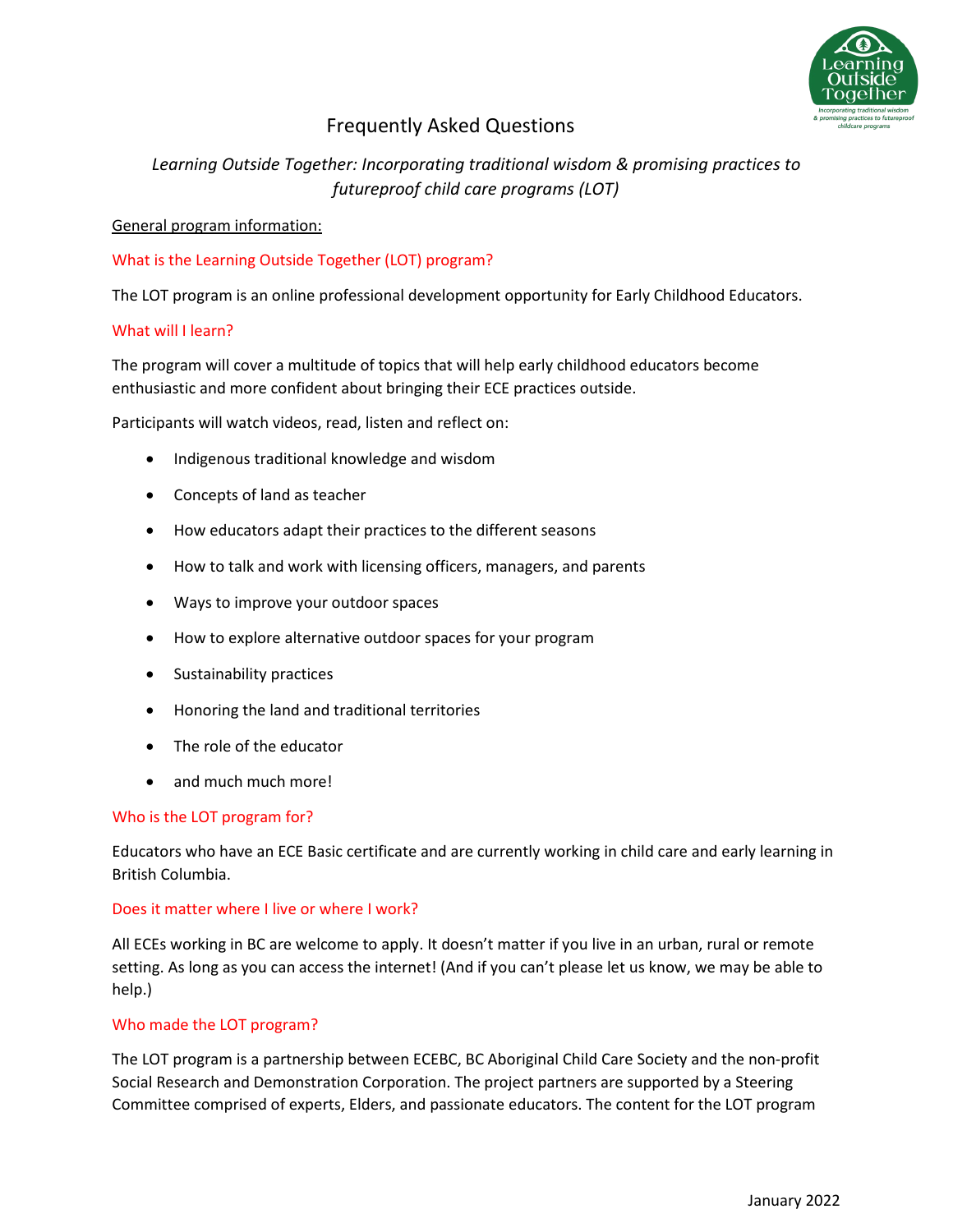# Frequently Asked Questions

*Learning Outside Together: Incorporating traditional wisdom & promising practices to futureproof child care programs (LOT)*

## General program information:

### What is the Learning Outside Together (LOT) program?

The LOT program is an online professional development opportunity for Early Childhood Educators.

### What will I learn?

The program will cover a multitude of topics that will help early childhood educators become enthusiastic and more confident about bringing their ECE practices outside.

Participants will watch videos, read, listen and reflect on:

- Indigenous traditional knowledge and wisdom
- Concepts of land as teacher
- How educators adapt their practices to the different seasons
- How to talk and work with licensing officers, managers, and parents
- Ways to improve your outdoor spaces
- How to explore alternative outdoor spaces for your program
- Sustainability practices
- Honoring the land and traditional territories
- The role of the educator
- and much much more!

### Who is the LOT program for?

Educators who have an ECE Basic certificate and are currently working in child care and early learning in British Columbia.

### Does it matter where I live or where I work?

All ECEs working in BC are welcome to apply. It doesn't matter if you live in an urban, rural or remote setting. As long as you can access the internet! (And if you can't please let us know, we may be able to help.)

### Who made the LOT program?

The LOT program is a partnership between ECEBC, BC Aboriginal Child Care Society and the non-profit Social Research and Demonstration Corporation. The project partners are supported by a Steering Committee comprised of experts, Elders, and passionate educators. The content for the LOT program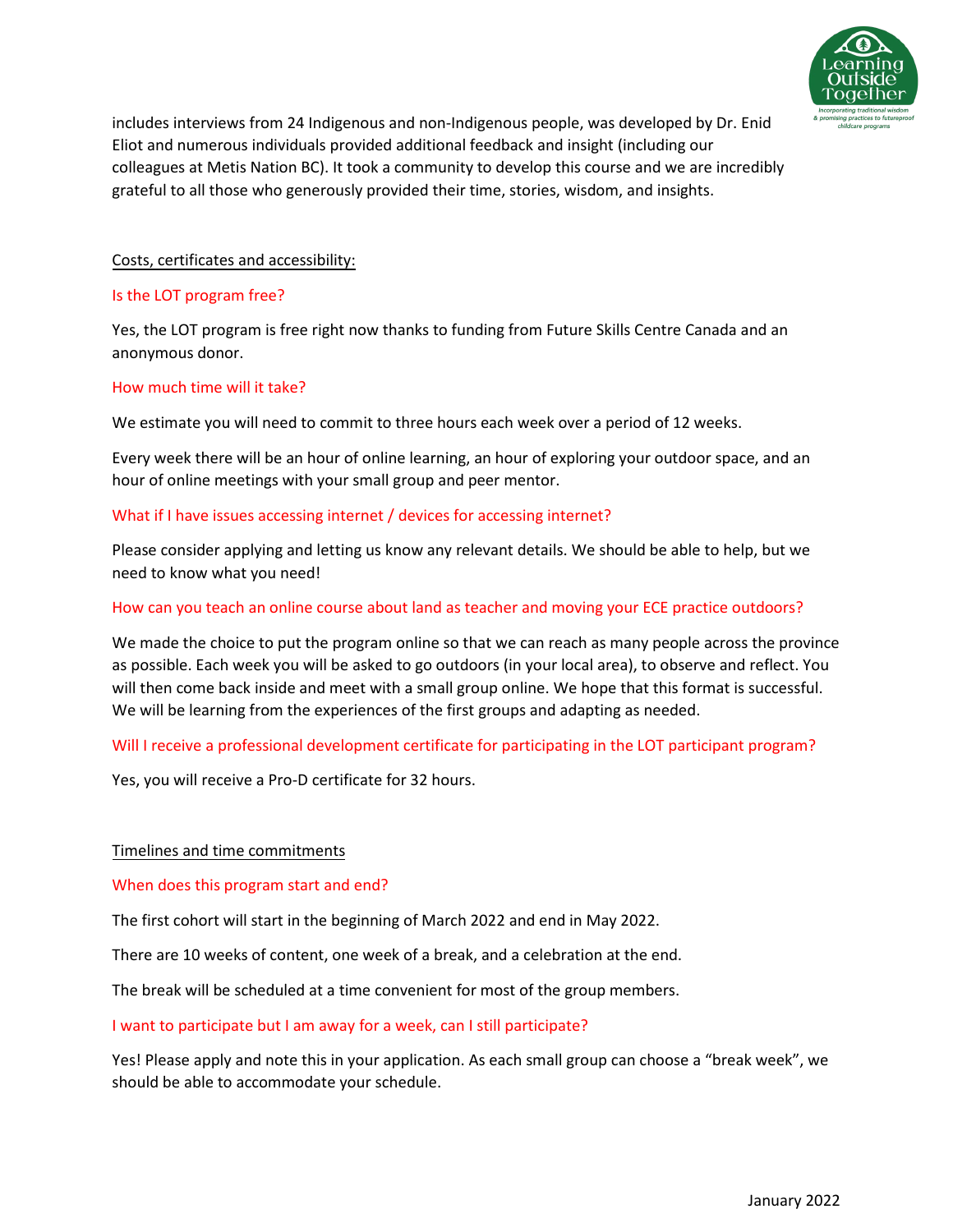includes interviews from 24 Indigenous and non-Indigenous people, was developed by Dr. Enid Eliot and numerous individuals provided additional feedback and insight (including our colleagues at Metis Nation BC). It took a community to develop this course and we are incredibly grateful to all those who generously provided their time, stories, wisdom, and insights.

## Costs, certificates and accessibility:

### Is the LOT program free?

Yes, the LOT program is free right now thanks to funding from Future Skills Centre Canada and an anonymous donor.

### How much time will it take?

We estimate you will need to commit to three hours each week over a period of 12 weeks.

Every week there will be an hour of online learning, an hour of exploring your outdoor space, and an hour of online meetings with your small group and peer mentor.

### What if I have issues accessing internet / devices for accessing internet?

Please consider applying and letting us know any relevant details. We should be able to help, but we need to know what you need!

### How can you teach an online course about land as teacher and moving your ECE practice outdoors?

We made the choice to put the program online so that we can reach as many people across the province as possible. Each week you will be asked to go outdoors (in your local area), to observe and reflect. You will then come back inside and meet with a small group online. We hope that this format is successful. We will be learning from the experiences of the first groups and adapting as needed.

### Will I receive a professional development certificate for participating in the LOT participant program?

Yes, you will receive a Pro-D certificate for 32 hours.

## Timelines and time commitments

### When does this program start and end?

The first cohort will start in the beginning of March 2022 and end in May 2022.

There are 10 weeks of content, one week of a break, and a celebration at the end.

The break will be scheduled at a time convenient for most of the group members.

### I want to participate but I am away for a week, can I still participate?

Yes! Please apply and note this in your application. As each small group can choose a "break week", we should be able to accommodate your schedule.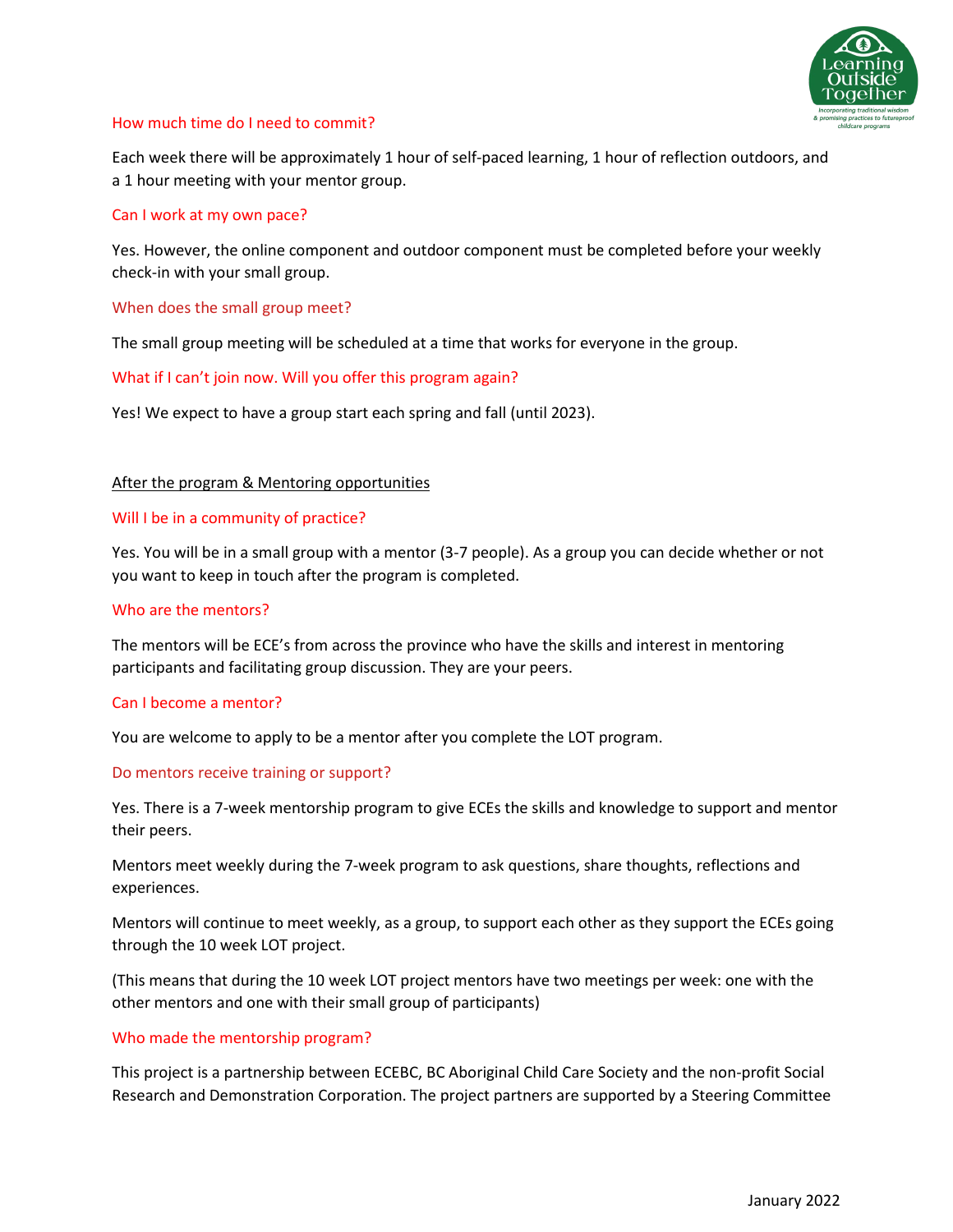### How much time do I need to commit?

Each week there will be approximately 1 hour of self-paced learning, 1 hour of reflection outdoors, and a 1 hour meeting with your mentor group.

### Can I work at my own pace?

Yes. However, the online component and outdoor component must be completed before your weekly check-in with your small group.

### When does the small group meet?

The small group meeting will be scheduled at a time that works for everyone in the group.

### What if I can't join now. Will you offer this program again?

Yes! We expect to have a group start each spring and fall (until 2023).

## After the program & Mentoring opportunities

### Will I be in a community of practice?

Yes. You will be in a small group with a mentor (3-7 people). As a group you can decide whether or not you want to keep in touch after the program is completed.

### Who are the mentors?

The mentors will be ECE's from across the province who have the skills and interest in mentoring participants and facilitating group discussion. They are your peers.

### Can I become a mentor?

You are welcome to apply to be a mentor after you complete the LOT program.

### Do mentors receive training or support?

Yes. There is a 7-week mentorship program to give ECEs the skills and knowledge to support and mentor their peers.

Mentors meet weekly during the 7-week program to ask questions, share thoughts, reflections and experiences.

Mentors will continue to meet weekly, as a group, to support each other as they support the ECEs going through the 10 week LOT project.

(This means that during the 10 week LOT project mentors have two meetings per week: one with the other mentors and one with their small group of participants)

### Who made the mentorship program?

This project is a partnership between ECEBC, BC Aboriginal Child Care Society and the non-profit Social Research and Demonstration Corporation. The project partners are supported by a Steering Committee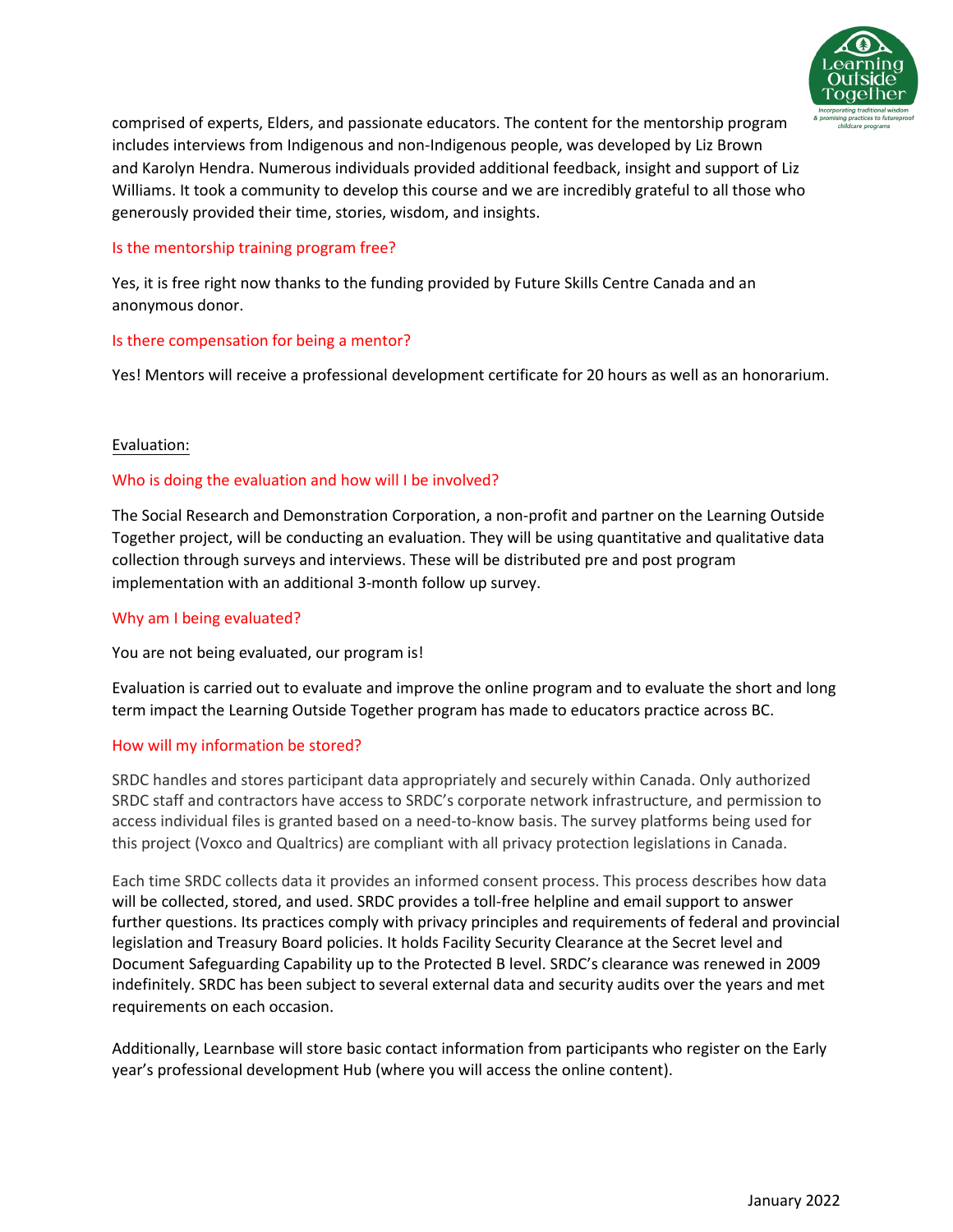comprised of experts, Elders, and passionate educators. The content for the mentorship program includes interviews from Indigenous and non-Indigenous people, was developed by Liz Brown and Karolyn Hendra. Numerous individuals provided additional feedback, insight and support of Liz Williams. It took a community to develop this course and we are incredibly grateful to all those who generously provided their time, stories, wisdom, and insights.

### Is the mentorship training program free?

Yes, it is free right now thanks to the funding provided by Future Skills Centre Canada and an anonymous donor.

### Is there compensation for being a mentor?

Yes! Mentors will receive a professional development certificate for 20 hours as well as an honorarium.

## Evaluation:

### Who is doing the evaluation and how will I be involved?

The Social Research and Demonstration Corporation, a non-profit and partner on the Learning Outside Together project, will be conducting an evaluation. They will be using quantitative and qualitative data collection through surveys and interviews. These will be distributed pre and post program implementation with an additional 3-month follow up survey.

### Why am I being evaluated?

You are not being evaluated, our program is!

Evaluation is carried out to evaluate and improve the online program and to evaluate the short and long term impact the Learning Outside Together program has made to educators practice across BC.

### How will my information be stored?

SRDC handles and stores participant data appropriately and securely within Canada. Only authorized SRDC staff and contractors have access to SRDC's corporate network infrastructure, and permission to access individual files is granted based on a need-to-know basis. The survey platforms being used for this project (Voxco and Qualtrics) are compliant with all privacy protection legislations in Canada.

Each time SRDC collects data it provides an informed consent process. This process describes how data will be collected, stored, and used. SRDC provides a toll-free helpline and email support to answer further questions. Its practices comply with privacy principles and requirements of federal and provincial legislation and Treasury Board policies. It holds Facility Security Clearance at the Secret level and Document Safeguarding Capability up to the Protected B level. SRDC's clearance was renewed in 2009 indefinitely. SRDC has been subject to several external data and security audits over the years and met requirements on each occasion.

Additionally, Learnbase will store basic contact information from participants who register on the Early year's professional development Hub (where you will access the online content).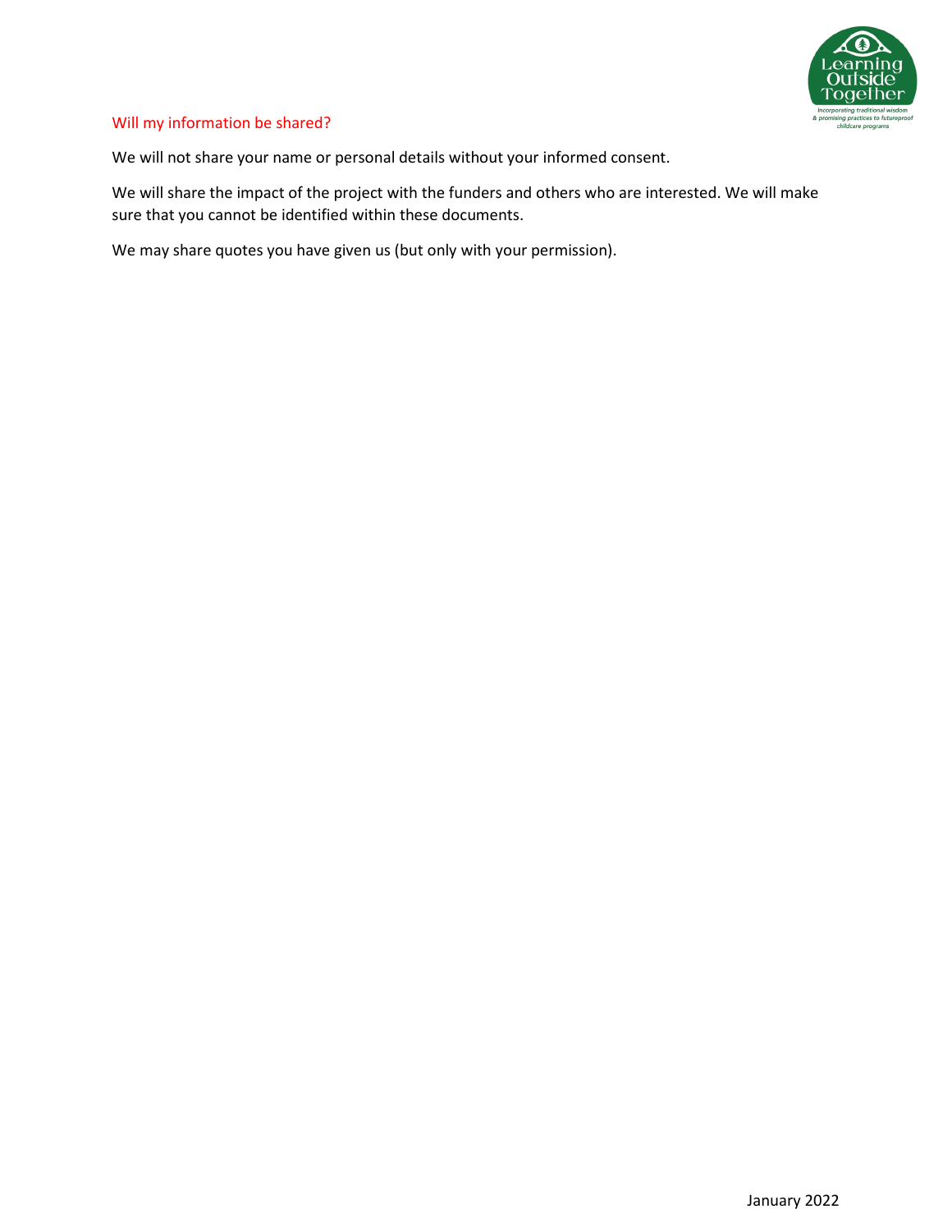### Will my information be shared?

We will not share your name or personal details without your informed consent.

We will share the impact of the project with the funders and others who are interested. We will make sure that you cannot be identified within these documents.

We may share quotes you have given us (but only with your permission).